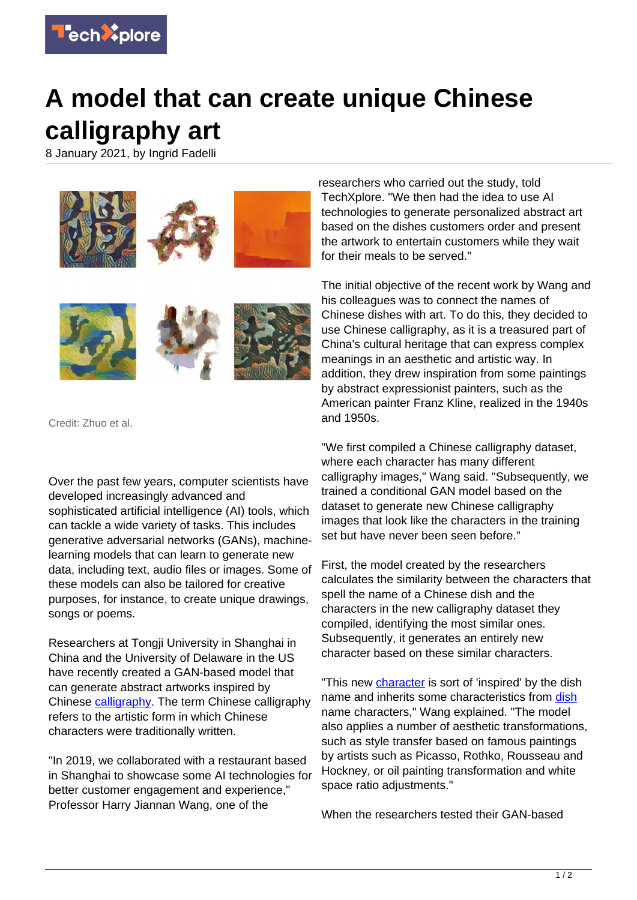# A model that can create unique Chinese calligraphy art

8 January 2021, by Ingrid Fadelli

Credit: Zhuo et al.

Over the past few years, computer scientists have developed increasingly advanced and sophisticated artificial intelligence (AI) tools, which can tackle a wide variety of tasks. This includes generative adversarial networks (GANs), machine-learning models that can learn to generate new data, including text, audio files or images. Some of these models can also be tailored for creative purposes, for instance, to create unique drawings, songs or poems.

Researchers at Tongji University in Shanghai in China and the University of Delaware in the US have recently created a GAN-based model that can generate abstract artworks inspired by Chinese calligraphy. The term Chinese calligraphy refers to the artistic form in which Chinese characters were traditionally written.

"In 2019, we collaborated with a restaurant based in Shanghai to showcase some AI technologies for better customer engagement and experience," Professor Harry Jiannan Wang, one of the researchers who carried out the study, told TechXplore. "We then had the idea to use AI technologies to generate personalized abstract art based on the dishes customers order and present the artwork to entertain customers while they wait for their meals to be served."

The initial objective of the recent work by Wang and his colleagues was to connect the names of Chinese dishes with art. To do this, they decided to use Chinese calligraphy, as it is a treasured part of China's cultural heritage that can express complex meanings in an aesthetic and artistic way. In addition, they drew inspiration from some paintings by abstract expressionist painters, such as the American painter Franz Kline, realized in the 1940s and 1950s.

"We first compiled a Chinese calligraphy dataset, where each character has many different calligraphy images," Wang said. "Subsequently, we trained a conditional GAN model based on the dataset to generate new Chinese calligraphy images that look like the characters in the training set but have never been seen before."

First, the model created by the researchers calculates the similarity between the characters that spell the name of a Chinese dish and the characters in the new calligraphy dataset they compiled, identifying the most similar ones. Subsequently, it generates an entirely new character based on these similar characters.

"This new character is sort of 'inspired' by the dish name and inherits some characteristics from dish name characters," Wang explained. "The model also applies a number of aesthetic transformations, such as style transfer based on famous paintings by artists such as Picasso, Rothko, Rousseau and Hockney, or oil painting transformation and white space ratio adjustments."

When the researchers tested their GAN-based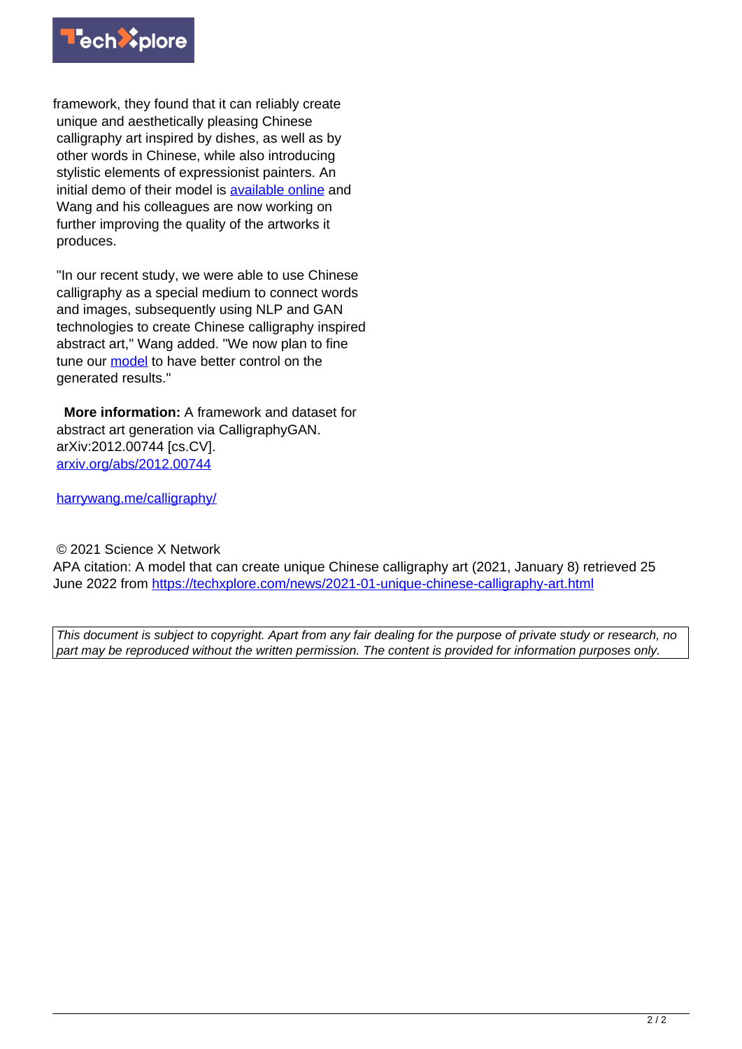framework, they found that it can reliably create unique and aesthetically pleasing Chinese calligraphy art inspired by dishes, as well as by other words in Chinese, while also introducing stylistic elements of expressionist painters. An initial demo of their model is available online and Wang and his colleagues are now working on further improving the quality of the artworks it produces.

"In our recent study, we were able to use Chinese calligraphy as a special medium to connect words and images, subsequently using NLP and GAN technologies to create Chinese calligraphy inspired abstract art," Wang added. "We now plan to fine tune our model to have better control on the generated results."

**More information:** A framework and dataset for abstract art generation via CalligraphyGAN. arXiv:2012.00744 [cs.CV]. arxiv.org/abs/2012.00744

harrywang.me/calligraphy/

© 2021 Science X Network

APA citation: A model that can create unique Chinese calligraphy art (2021, January 8) retrieved 25 June 2022 from https://techxplore.com/news/2021-01-unique-chinese-calligraphy-art.html

*This document is subject to copyright. Apart from any fair dealing for the purpose of private study or research, no part may be reproduced without the written permission. The content is provided for information purposes only.*